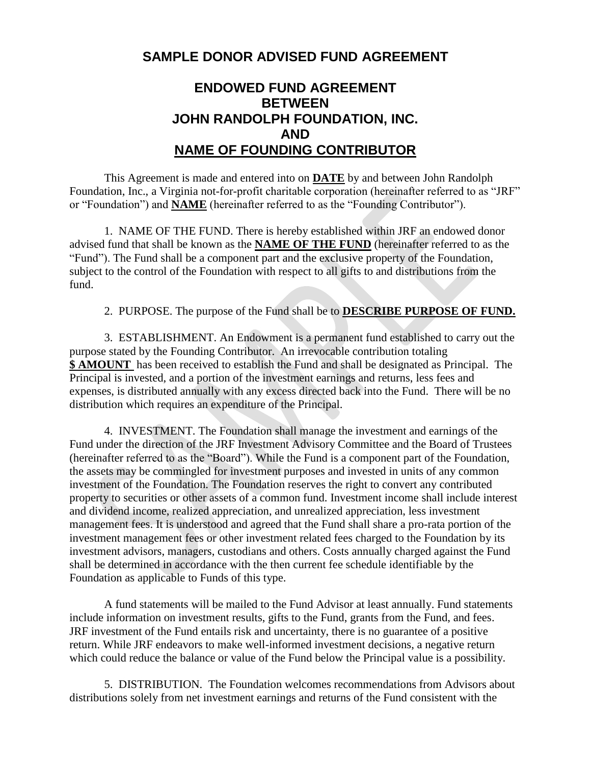# SAMPLE DONOR ADVISED FUND AGREEMENT

## ENDOWED FUND AGREEMENT
## BETWEEN
## JOHN RANDOLPH FOUNDATION, INC.
## AND
## NAME OF FOUNDING CONTRIBUTOR

This Agreement is made and entered into on **DATE** by and between John Randolph Foundation, Inc., a Virginia not-for-profit charitable corporation (hereinafter referred to as "JRF" or "Foundation") and **NAME** (hereinafter referred to as the "Founding Contributor").

1. NAME OF THE FUND. There is hereby established within JRF an endowed donor advised fund that shall be known as the **NAME OF THE FUND** (hereinafter referred to as the "Fund"). The Fund shall be a component part and the exclusive property of the Foundation, subject to the control of the Foundation with respect to all gifts to and distributions from the fund.

2. PURPOSE. The purpose of the Fund shall be to **DESCRIBE PURPOSE OF FUND.**

3. ESTABLISHMENT. An Endowment is a permanent fund established to carry out the purpose stated by the Founding Contributor. An irrevocable contribution totaling **$ AMOUNT** has been received to establish the Fund and shall be designated as Principal. The Principal is invested, and a portion of the investment earnings and returns, less fees and expenses, is distributed annually with any excess directed back into the Fund. There will be no distribution which requires an expenditure of the Principal.

4. INVESTMENT. The Foundation shall manage the investment and earnings of the Fund under the direction of the JRF Investment Advisory Committee and the Board of Trustees (hereinafter referred to as the "Board"). While the Fund is a component part of the Foundation, the assets may be commingled for investment purposes and invested in units of any common investment of the Foundation. The Foundation reserves the right to convert any contributed property to securities or other assets of a common fund. Investment income shall include interest and dividend income, realized appreciation, and unrealized appreciation, less investment management fees. It is understood and agreed that the Fund shall share a pro-rata portion of the investment management fees or other investment related fees charged to the Foundation by its investment advisors, managers, custodians and others. Costs annually charged against the Fund shall be determined in accordance with the then current fee schedule identifiable by the Foundation as applicable to Funds of this type.

A fund statements will be mailed to the Fund Advisor at least annually. Fund statements include information on investment results, gifts to the Fund, grants from the Fund, and fees. JRF investment of the Fund entails risk and uncertainty, there is no guarantee of a positive return. While JRF endeavors to make well-informed investment decisions, a negative return which could reduce the balance or value of the Fund below the Principal value is a possibility.

5. DISTRIBUTION. The Foundation welcomes recommendations from Advisors about distributions solely from net investment earnings and returns of the Fund consistent with the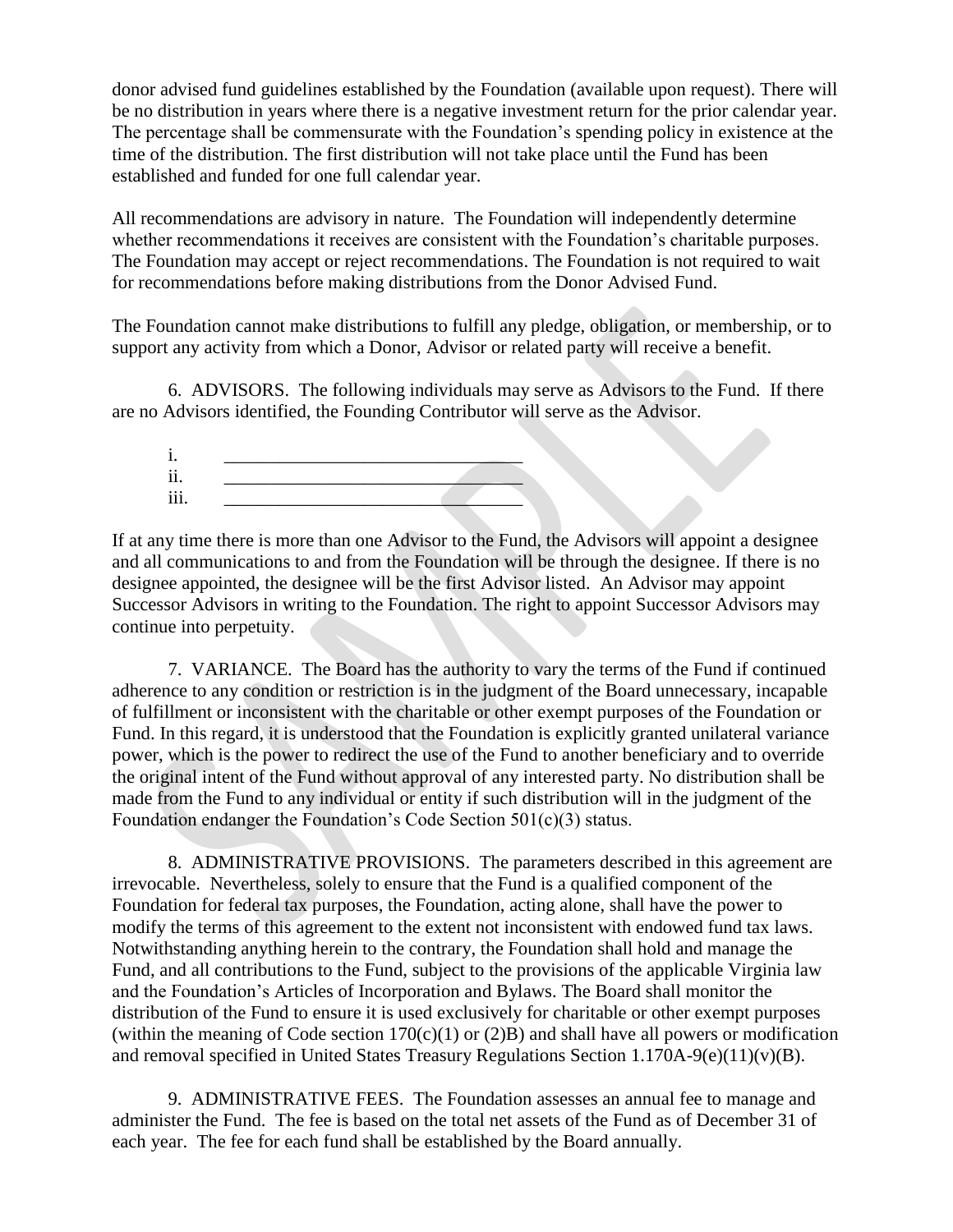donor advised fund guidelines established by the Foundation (available upon request). There will be no distribution in years where there is a negative investment return for the prior calendar year. The percentage shall be commensurate with the Foundation's spending policy in existence at the time of the distribution. The first distribution will not take place until the Fund has been established and funded for one full calendar year.

All recommendations are advisory in nature. The Foundation will independently determine whether recommendations it receives are consistent with the Foundation's charitable purposes. The Foundation may accept or reject recommendations. The Foundation is not required to wait for recommendations before making distributions from the Donor Advised Fund.

The Foundation cannot make distributions to fulfill any pledge, obligation, or membership, or to support any activity from which a Donor, Advisor or related party will receive a benefit.

6. ADVISORS. The following individuals may serve as Advisors to the Fund. If there are no Advisors identified, the Founding Contributor will serve as the Advisor.

i. ________________________________
ii. ________________________________
iii. ________________________________

If at any time there is more than one Advisor to the Fund, the Advisors will appoint a designee and all communications to and from the Foundation will be through the designee. If there is no designee appointed, the designee will be the first Advisor listed. An Advisor may appoint Successor Advisors in writing to the Foundation. The right to appoint Successor Advisors may continue into perpetuity.

7. VARIANCE. The Board has the authority to vary the terms of the Fund if continued adherence to any condition or restriction is in the judgment of the Board unnecessary, incapable of fulfillment or inconsistent with the charitable or other exempt purposes of the Foundation or Fund. In this regard, it is understood that the Foundation is explicitly granted unilateral variance power, which is the power to redirect the use of the Fund to another beneficiary and to override the original intent of the Fund without approval of any interested party. No distribution shall be made from the Fund to any individual or entity if such distribution will in the judgment of the Foundation endanger the Foundation's Code Section 501(c)(3) status.

8. ADMINISTRATIVE PROVISIONS. The parameters described in this agreement are irrevocable. Nevertheless, solely to ensure that the Fund is a qualified component of the Foundation for federal tax purposes, the Foundation, acting alone, shall have the power to modify the terms of this agreement to the extent not inconsistent with endowed fund tax laws. Notwithstanding anything herein to the contrary, the Foundation shall hold and manage the Fund, and all contributions to the Fund, subject to the provisions of the applicable Virginia law and the Foundation's Articles of Incorporation and Bylaws. The Board shall monitor the distribution of the Fund to ensure it is used exclusively for charitable or other exempt purposes (within the meaning of Code section 170(c)(1) or (2)B) and shall have all powers or modification and removal specified in United States Treasury Regulations Section 1.170A-9(e)(11)(v)(B).

9. ADMINISTRATIVE FEES. The Foundation assesses an annual fee to manage and administer the Fund. The fee is based on the total net assets of the Fund as of December 31 of each year. The fee for each fund shall be established by the Board annually.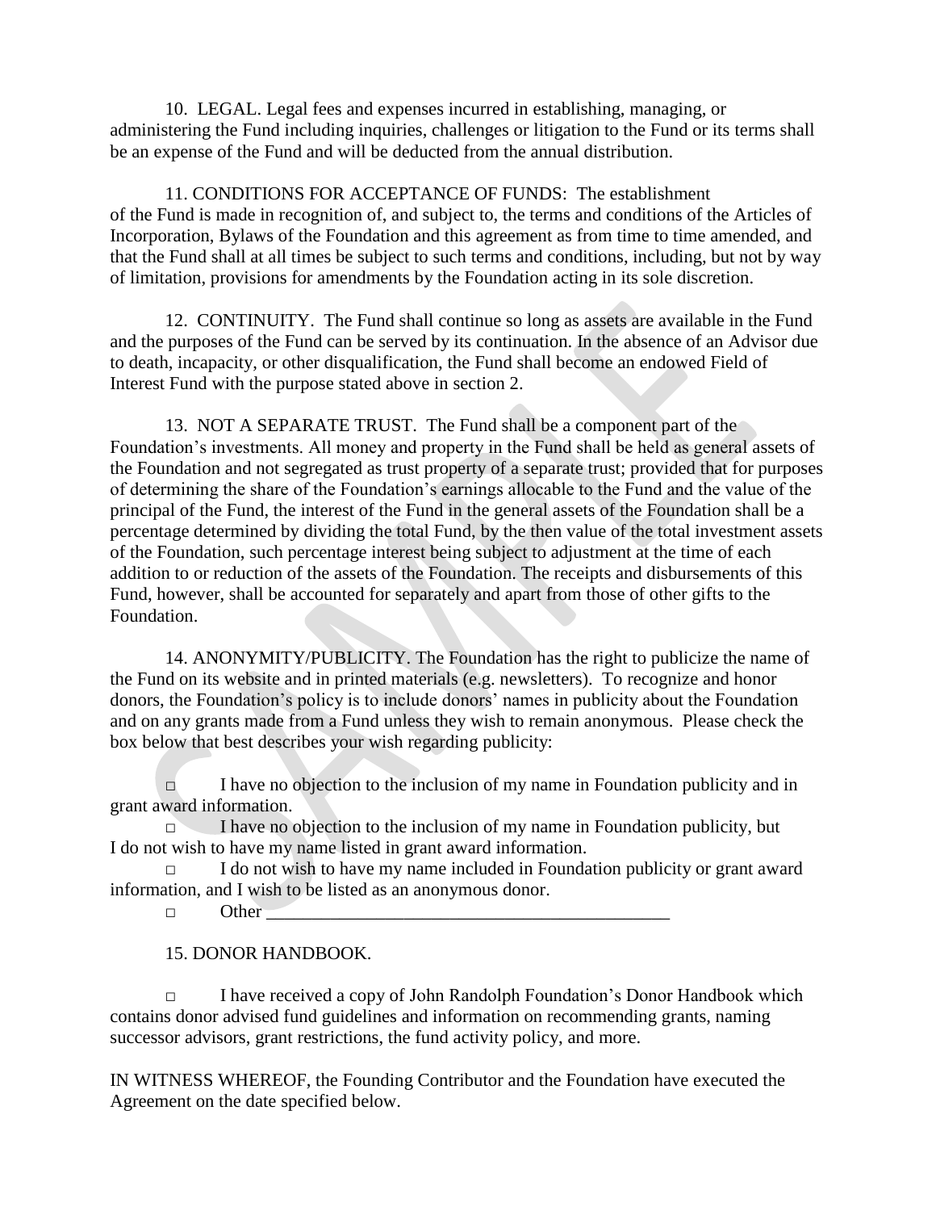10. LEGAL. Legal fees and expenses incurred in establishing, managing, or administering the Fund including inquiries, challenges or litigation to the Fund or its terms shall be an expense of the Fund and will be deducted from the annual distribution.

11. CONDITIONS FOR ACCEPTANCE OF FUNDS: The establishment of the Fund is made in recognition of, and subject to, the terms and conditions of the Articles of Incorporation, Bylaws of the Foundation and this agreement as from time to time amended, and that the Fund shall at all times be subject to such terms and conditions, including, but not by way of limitation, provisions for amendments by the Foundation acting in its sole discretion.

12. CONTINUITY. The Fund shall continue so long as assets are available in the Fund and the purposes of the Fund can be served by its continuation. In the absence of an Advisor due to death, incapacity, or other disqualification, the Fund shall become an endowed Field of Interest Fund with the purpose stated above in section 2.

13. NOT A SEPARATE TRUST. The Fund shall be a component part of the Foundation's investments. All money and property in the Fund shall be held as general assets of the Foundation and not segregated as trust property of a separate trust; provided that for purposes of determining the share of the Foundation's earnings allocable to the Fund and the value of the principal of the Fund, the interest of the Fund in the general assets of the Foundation shall be a percentage determined by dividing the total Fund, by the then value of the total investment assets of the Foundation, such percentage interest being subject to adjustment at the time of each addition to or reduction of the assets of the Foundation. The receipts and disbursements of this Fund, however, shall be accounted for separately and apart from those of other gifts to the Foundation.

14. ANONYMITY/PUBLICITY. The Foundation has the right to publicize the name of the Fund on its website and in printed materials (e.g. newsletters). To recognize and honor donors, the Foundation's policy is to include donors' names in publicity about the Foundation and on any grants made from a Fund unless they wish to remain anonymous. Please check the box below that best describes your wish regarding publicity:

□ I have no objection to the inclusion of my name in Foundation publicity and in grant award information.

□ I have no objection to the inclusion of my name in Foundation publicity, but I do not wish to have my name listed in grant award information.

□ I do not wish to have my name included in Foundation publicity or grant award information, and I wish to be listed as an anonymous donor.

□ Other _____________________________________________

15. DONOR HANDBOOK.

□ I have received a copy of John Randolph Foundation's Donor Handbook which contains donor advised fund guidelines and information on recommending grants, naming successor advisors, grant restrictions, the fund activity policy, and more.

IN WITNESS WHEREOF, the Founding Contributor and the Foundation have executed the Agreement on the date specified below.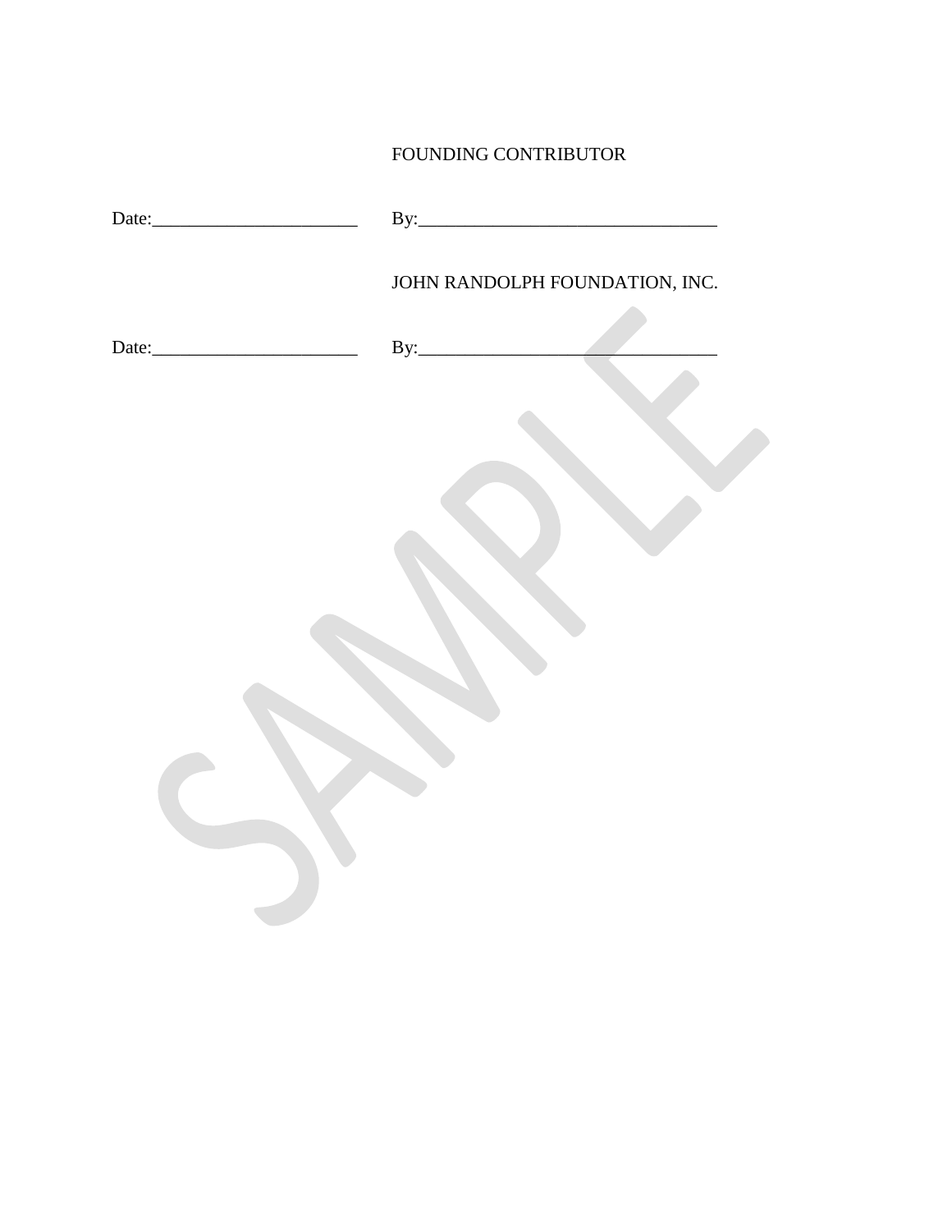FOUNDING CONTRIBUTOR

Date:_______________________ By:_________________________________

JOHN RANDOLPH FOUNDATION, INC.

Date:_______________________ By:_________________________________